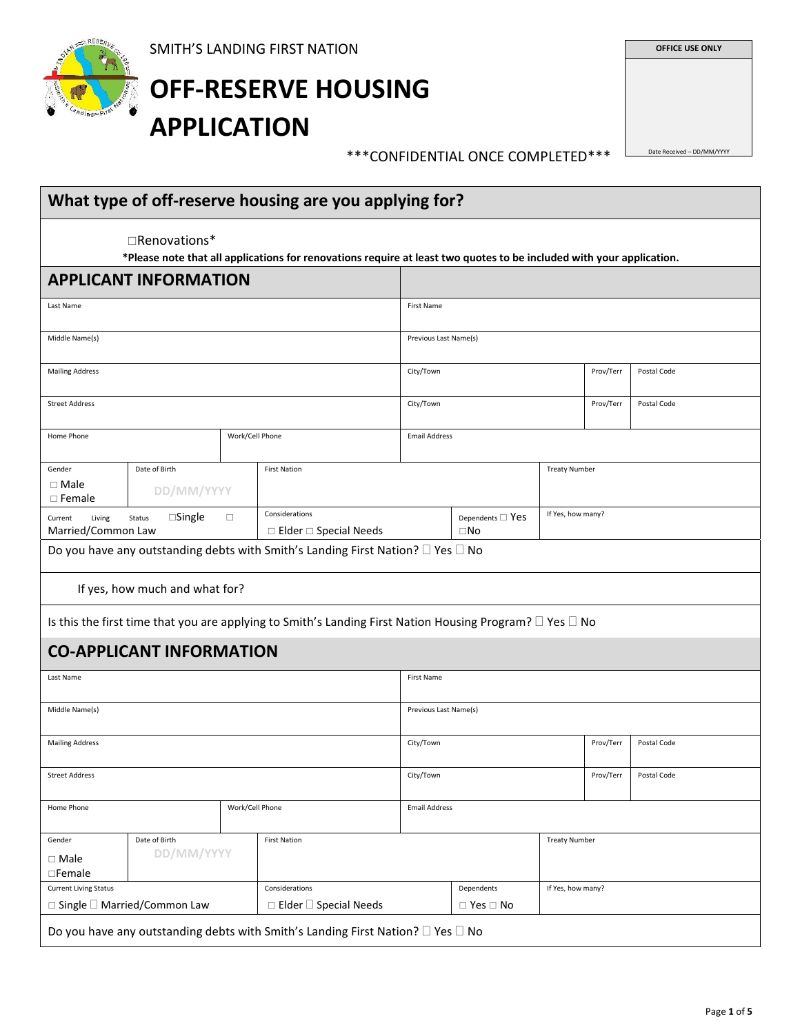SMITH'S LANDING FIRST NATION

# OFF-RESERVE HOUSING APPLICATION

***CONFIDENTIAL ONCE COMPLETED***

| OFFICE USE ONLY |
| --- |
| Date Received – DD/MM/YYYY |

## What type of off-reserve housing are you applying for?

☐Renovations*

**\*Please note that all applications for renovations require at least two quotes to be included with your application.**

## APPLICANT INFORMATION

| Last Name | First Name |
| --- | --- |
| Middle Name(s) | Previous Last Name(s) |

| Mailing Address | City/Town | Prov/Terr | Postal Code |
| --- | --- | --- | --- |
| Street Address | City/Town | Prov/Terr | Postal Code |

| Home Phone | Work/Cell Phone | Email Address |
| --- | --- | --- |

| Gender | Date of Birth | First Nation | Treaty Number |
| --- | --- | --- | --- |
| ☐ Male ☐ Female | DD/MM/YYYY | | |

| Current Living Status | Considerations | Dependents | If Yes, how many? |
| --- | --- | --- | --- |
| ☐Single ☐ Married/Common Law | ☐ Elder ☐ Special Needs | ☐ Yes ☐No | |

Do you have any outstanding debts with Smith's Landing First Nation? ☐ Yes ☐ No

If yes, how much and what for?

Is this the first time that you are applying to Smith's Landing First Nation Housing Program? ☐ Yes ☐ No

## CO-APPLICANT INFORMATION

| Last Name | First Name |
| --- | --- |
| Middle Name(s) | Previous Last Name(s) |

| Mailing Address | City/Town | Prov/Terr | Postal Code |
| --- | --- | --- | --- |
| Street Address | City/Town | Prov/Terr | Postal Code |

| Home Phone | Work/Cell Phone | Email Address |
| --- | --- | --- |

| Gender | Date of Birth | First Nation | Treaty Number |
| --- | --- | --- | --- |
| ☐ Male ☐Female | DD/MM/YYYY | | |

| Current Living Status | Considerations | Dependents | If Yes, how many? |
| --- | --- | --- | --- |
| ☐ Single ☐ Married/Common Law | ☐ Elder ☐ Special Needs | ☐ Yes ☐ No | |

Do you have any outstanding debts with Smith's Landing First Nation? ☐ Yes ☐ No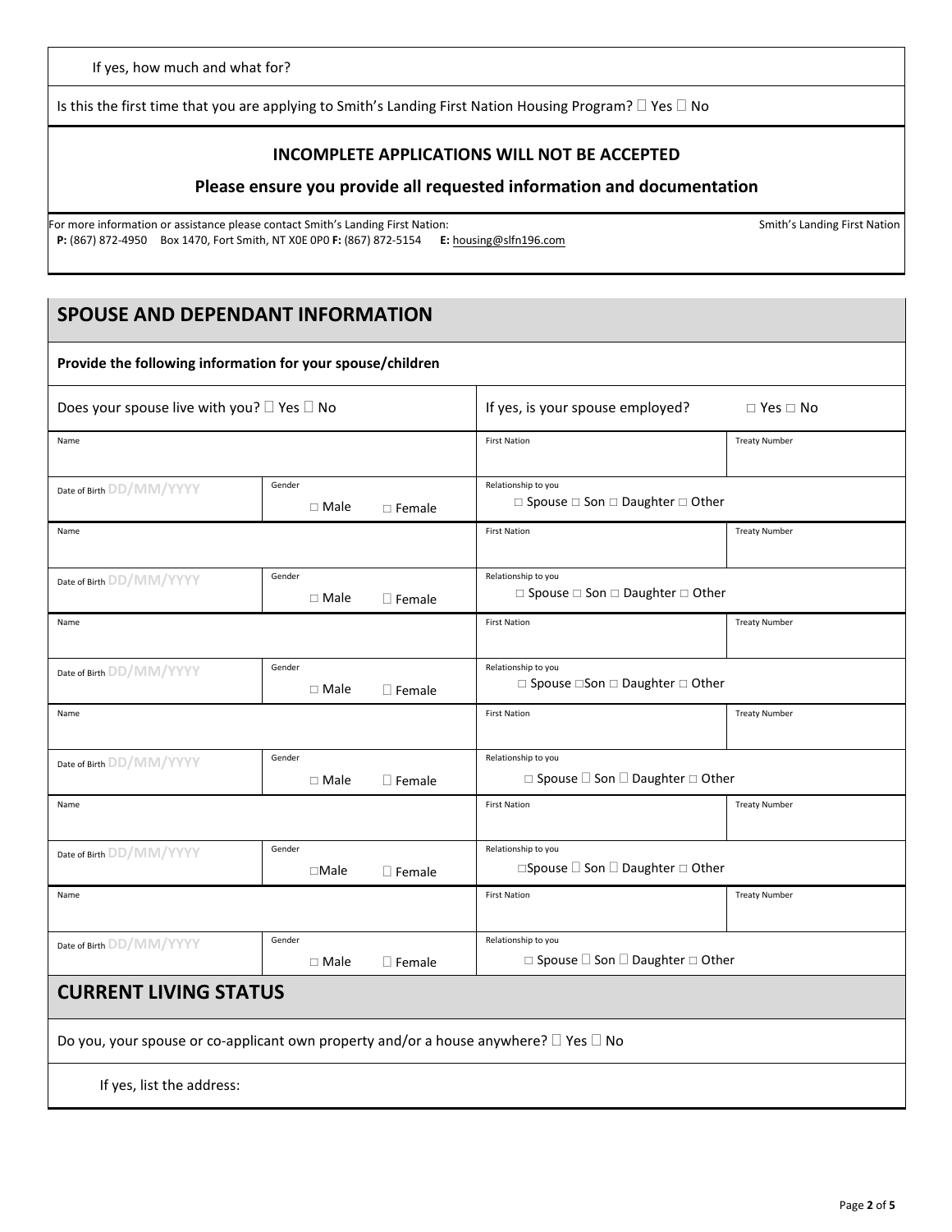If yes, how much and what for?

Is this the first time that you are applying to Smith's Landing First Nation Housing Program? ☐ Yes ☐ No

**INCOMPLETE APPLICATIONS WILL NOT BE ACCEPTED**

**Please ensure you provide all requested information and documentation**

For more information or assistance please contact Smith's Landing First Nation: Smith's Landing First Nation
**P:** (867) 872-4950 Box 1470, Fort Smith, NT X0E 0P0 **F:** (867) 872-5154 **E:** housing@slfn196.com

## SPOUSE AND DEPENDANT INFORMATION

**Provide the following information for your spouse/children**

Does your spouse live with you? ☐ Yes ☐ No

If yes, is your spouse employed? ☐ Yes ☐ No

| Name | | First Nation | Treaty Number |
|---|---|---|---|
| Date of Birth DD/MM/YYYY | Gender ☐ Male ☐ Female | Relationship to you ☐ Spouse ☐ Son ☐ Daughter ☐ Other | |
| Name | | First Nation | Treaty Number |
| Date of Birth DD/MM/YYYY | Gender ☐ Male ☐ Female | Relationship to you ☐ Spouse ☐ Son ☐ Daughter ☐ Other | |
| Name | | First Nation | Treaty Number |
| Date of Birth DD/MM/YYYY | Gender ☐ Male ☐ Female | Relationship to you ☐ Spouse ☐ Son ☐ Daughter ☐ Other | |
| Name | | First Nation | Treaty Number |
| Date of Birth DD/MM/YYYY | Gender ☐ Male ☐ Female | Relationship to you ☐ Spouse ☐ Son ☐ Daughter ☐ Other | |
| Name | | First Nation | Treaty Number |
| Date of Birth DD/MM/YYYY | Gender ☐ Male ☐ Female | Relationship to you ☐ Spouse ☐ Son ☐ Daughter ☐ Other | |
| Name | | First Nation | Treaty Number |
| Date of Birth DD/MM/YYYY | Gender ☐ Male ☐ Female | Relationship to you ☐ Spouse ☐ Son ☐ Daughter ☐ Other | |

## CURRENT LIVING STATUS

Do you, your spouse or co-applicant own property and/or a house anywhere? ☐ Yes ☐ No

If yes, list the address: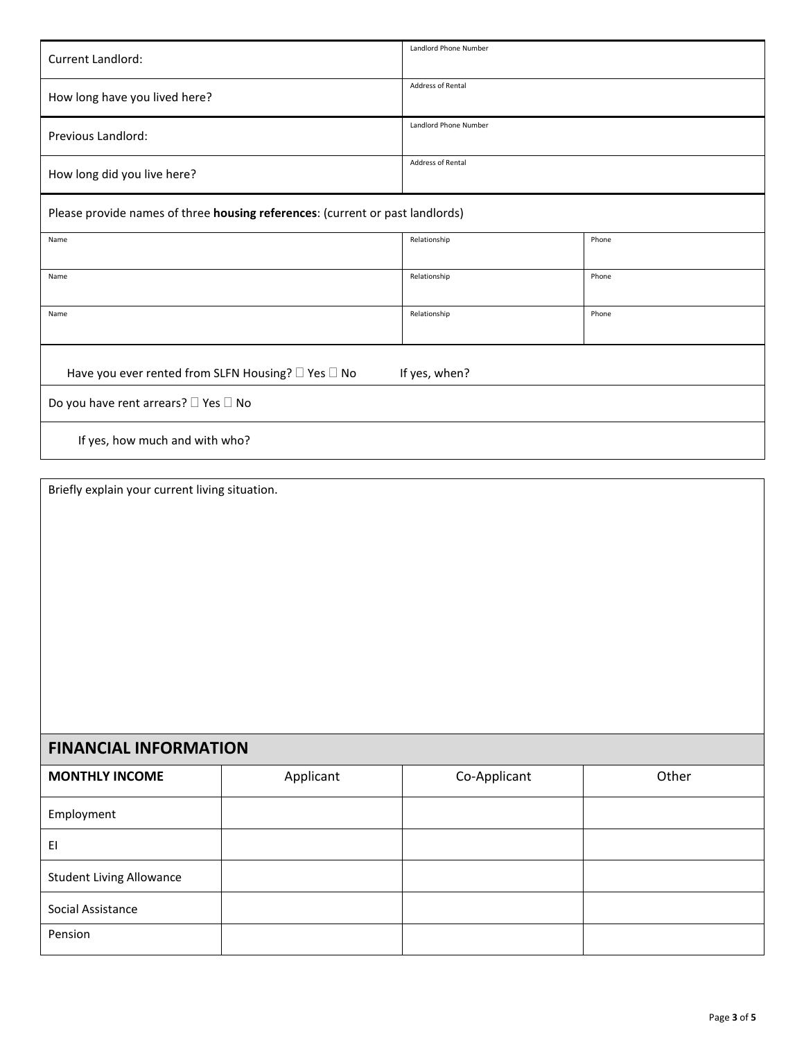| | |
|---|---|
| Current Landlord: | Landlord Phone Number |
| How long have you lived here? | Address of Rental |
| Previous Landlord: | Landlord Phone Number |
| How long did you live here? | Address of Rental |

Please provide names of three **housing references**: (current or past landlords)

| Name | Relationship | Phone |
|---|---|---|
| Name | Relationship | Phone |
| Name | Relationship | Phone |

Have you ever rented from SLFN Housing? ☐ Yes ☐ No If yes, when?

Do you have rent arrears? ☐ Yes ☐ No

If yes, how much and with who?

Briefly explain your current living situation.

## FINANCIAL INFORMATION

| MONTHLY INCOME | Applicant | Co-Applicant | Other |
|---|---|---|---|
| Employment | | | |
| EI | | | |
| Student Living Allowance | | | |
| Social Assistance | | | |
| Pension | | | |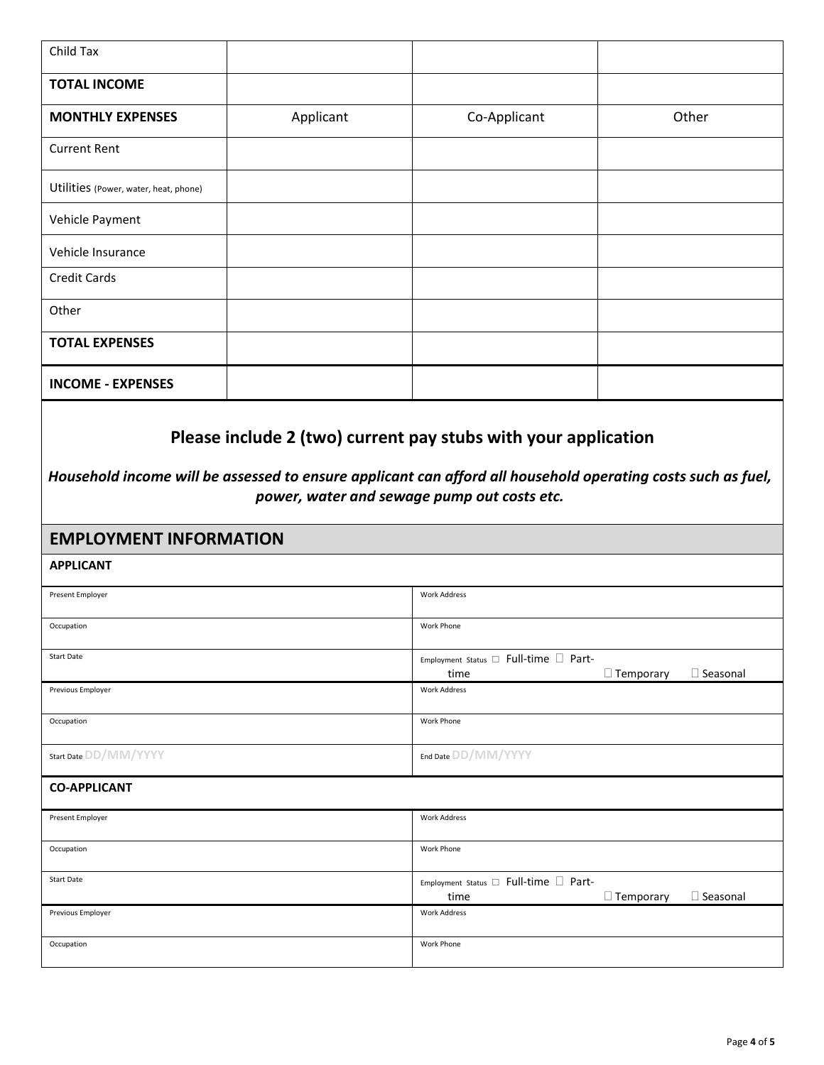| Child Tax | | | |
|---|---|---|---|
| **TOTAL INCOME** | | | |
| **MONTHLY EXPENSES** | Applicant | Co-Applicant | Other |
| Current Rent | | | |
| Utilities (Power, water, heat, phone) | | | |
| Vehicle Payment | | | |
| Vehicle Insurance | | | |
| Credit Cards | | | |
| Other | | | |
| **TOTAL EXPENSES** | | | |
| **INCOME - EXPENSES** | | | |

**Please include 2 (two) current pay stubs with your application**

***Household income will be assessed to ensure applicant can afford all household operating costs such as fuel, power, water and sewage pump out costs etc.***

## EMPLOYMENT INFORMATION

**APPLICANT**

| Present Employer | Work Address |
|---|---|
| Occupation | Work Phone |
| Start Date | Employment Status ☐ Full-time ☐ Part-time ☐ Temporary ☐ Seasonal |
| Previous Employer | Work Address |
| Occupation | Work Phone |
| Start Date DD/MM/YYYY | End Date DD/MM/YYYY |

**CO-APPLICANT**

| Present Employer | Work Address |
|---|---|
| Occupation | Work Phone |
| Start Date | Employment Status ☐ Full-time ☐ Part-time ☐ Temporary ☐ Seasonal |
| Previous Employer | Work Address |
| Occupation | Work Phone |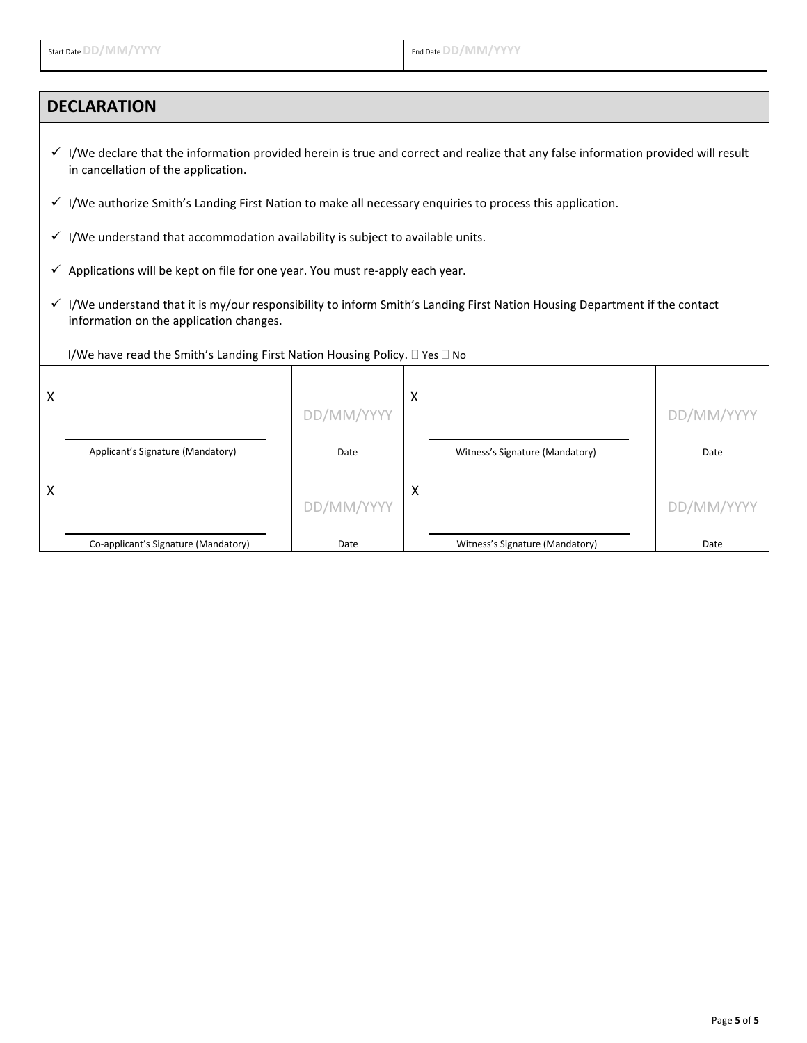| | |
|---|---|
| Start Date DD/MM/YYYY | End Date DD/MM/YYYY |

## DECLARATION

- ✓ I/We declare that the information provided herein is true and correct and realize that any false information provided will result in cancellation of the application.
- ✓ I/We authorize Smith's Landing First Nation to make all necessary enquiries to process this application.
- ✓ I/We understand that accommodation availability is subject to available units.
- ✓ Applications will be kept on file for one year. You must re-apply each year.
- ✓ I/We understand that it is my/our responsibility to inform Smith's Landing First Nation Housing Department if the contact information on the application changes.

I/We have read the Smith's Landing First Nation Housing Policy. ☐ Yes ☐ No

| | | | |
|---|---|---|---|
| X<br>Applicant's Signature (Mandatory) | DD/MM/YYYY<br>Date | X<br>Witness's Signature (Mandatory) | DD/MM/YYYY<br>Date |
| X<br>Co-applicant's Signature (Mandatory) | DD/MM/YYYY<br>Date | X<br>Witness's Signature (Mandatory) | DD/MM/YYYY<br>Date |